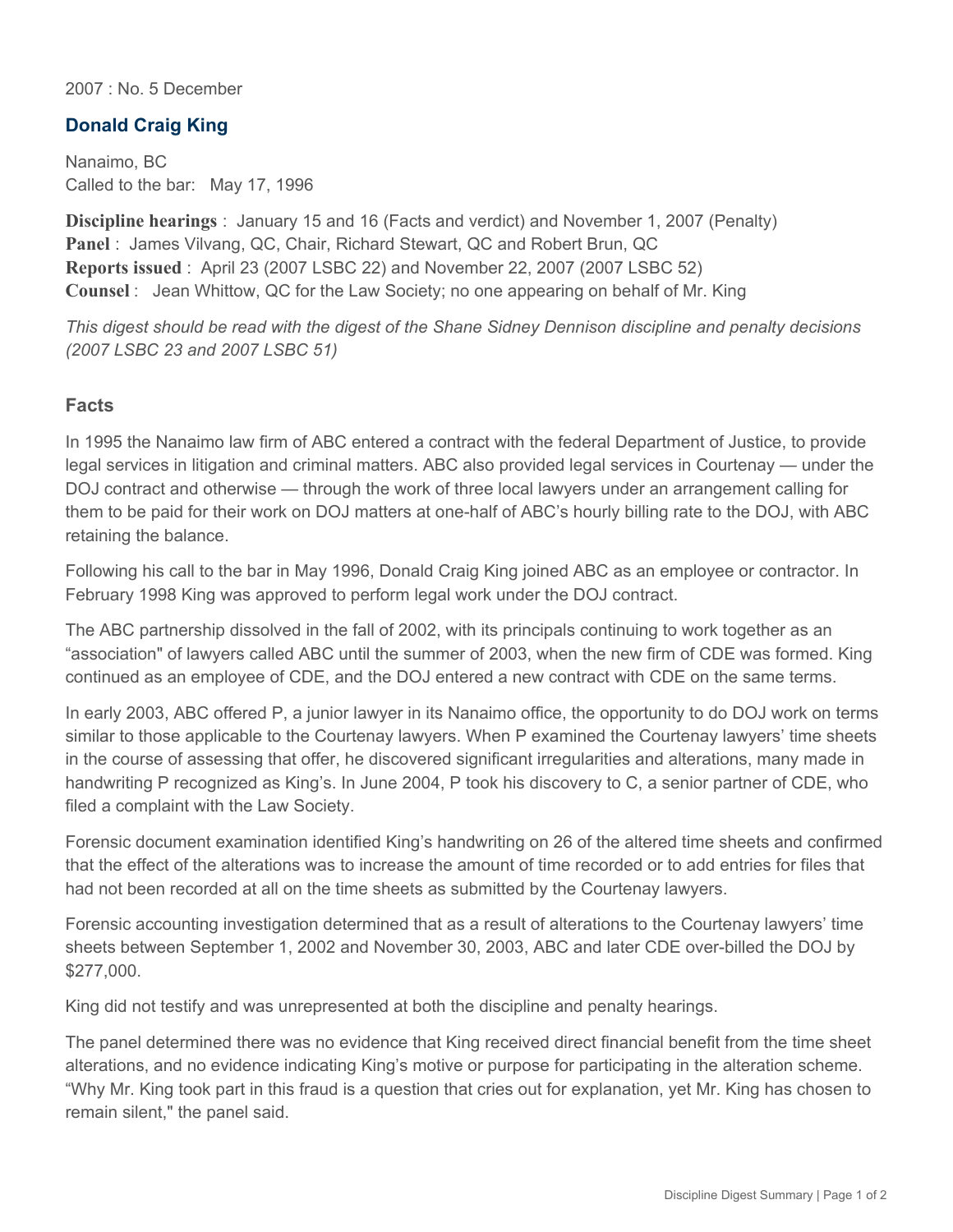2007 : No. 5 December

## Donald Craig King

Nanaimo, BC
Called to the bar: May 17, 1996

**Discipline hearings** : January 15 and 16 (Facts and verdict) and November 1, 2007 (Penalty)
**Panel** : James Vilvang, QC, Chair, Richard Stewart, QC and Robert Brun, QC
**Reports issued** : April 23 (2007 LSBC 22) and November 22, 2007 (2007 LSBC 52)
**Counsel** : Jean Whittow, QC for the Law Society; no one appearing on behalf of Mr. King

*This digest should be read with the digest of the Shane Sidney Dennison discipline and penalty decisions (2007 LSBC 23 and 2007 LSBC 51)*

### Facts

In 1995 the Nanaimo law firm of ABC entered a contract with the federal Department of Justice, to provide legal services in litigation and criminal matters. ABC also provided legal services in Courtenay — under the DOJ contract and otherwise — through the work of three local lawyers under an arrangement calling for them to be paid for their work on DOJ matters at one-half of ABC's hourly billing rate to the DOJ, with ABC retaining the balance.

Following his call to the bar in May 1996, Donald Craig King joined ABC as an employee or contractor. In February 1998 King was approved to perform legal work under the DOJ contract.

The ABC partnership dissolved in the fall of 2002, with its principals continuing to work together as an "association" of lawyers called ABC until the summer of 2003, when the new firm of CDE was formed. King continued as an employee of CDE, and the DOJ entered a new contract with CDE on the same terms.

In early 2003, ABC offered P, a junior lawyer in its Nanaimo office, the opportunity to do DOJ work on terms similar to those applicable to the Courtenay lawyers. When P examined the Courtenay lawyers' time sheets in the course of assessing that offer, he discovered significant irregularities and alterations, many made in handwriting P recognized as King's. In June 2004, P took his discovery to C, a senior partner of CDE, who filed a complaint with the Law Society.

Forensic document examination identified King's handwriting on 26 of the altered time sheets and confirmed that the effect of the alterations was to increase the amount of time recorded or to add entries for files that had not been recorded at all on the time sheets as submitted by the Courtenay lawyers.

Forensic accounting investigation determined that as a result of alterations to the Courtenay lawyers' time sheets between September 1, 2002 and November 30, 2003, ABC and later CDE over-billed the DOJ by $277,000.

King did not testify and was unrepresented at both the discipline and penalty hearings.

The panel determined there was no evidence that King received direct financial benefit from the time sheet alterations, and no evidence indicating King's motive or purpose for participating in the alteration scheme. "Why Mr. King took part in this fraud is a question that cries out for explanation, yet Mr. King has chosen to remain silent," the panel said.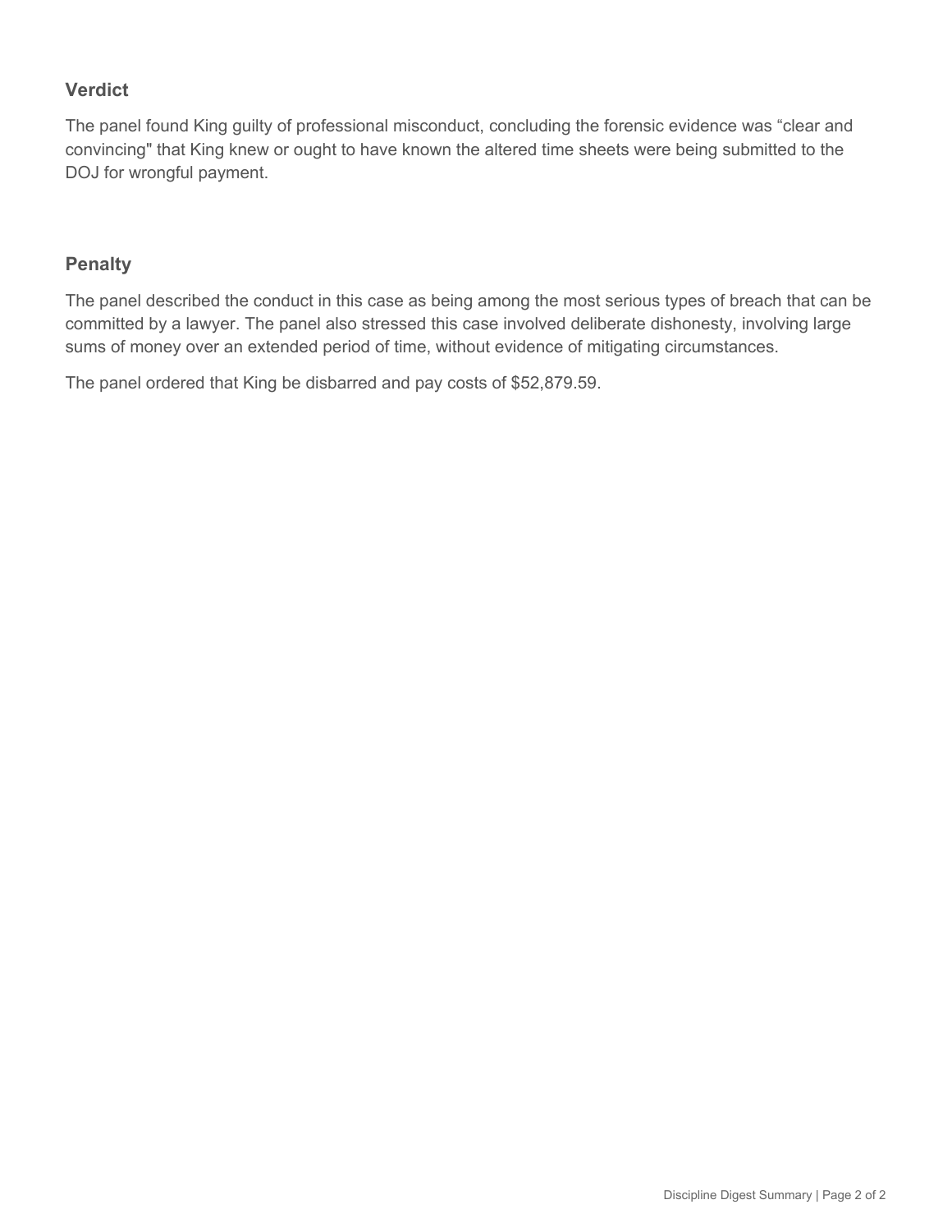## Verdict

The panel found King guilty of professional misconduct, concluding the forensic evidence was “clear and convincing" that King knew or ought to have known the altered time sheets were being submitted to the DOJ for wrongful payment.

## Penalty

The panel described the conduct in this case as being among the most serious types of breach that can be committed by a lawyer. The panel also stressed this case involved deliberate dishonesty, involving large sums of money over an extended period of time, without evidence of mitigating circumstances.

The panel ordered that King be disbarred and pay costs of $52,879.59.